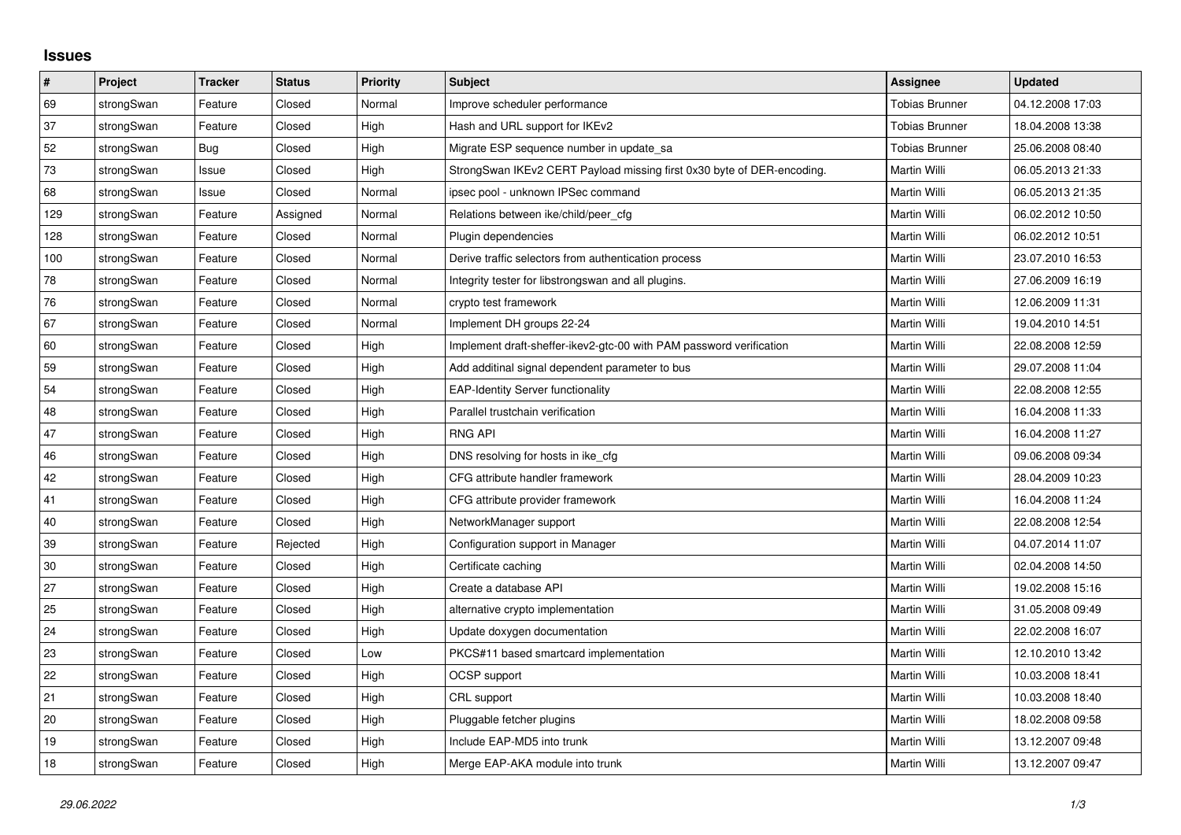## Issues

| # | Project | Tracker | Status | Priority | Subject | Assignee | Updated |
|---|---|---|---|---|---|---|---|
| 69 | strongSwan | Feature | Closed | Normal | Improve scheduler performance | Tobias Brunner | 04.12.2008 17:03 |
| 37 | strongSwan | Feature | Closed | High | Hash and URL support for IKEv2 | Tobias Brunner | 18.04.2008 13:38 |
| 52 | strongSwan | Bug | Closed | High | Migrate ESP sequence number in update_sa | Tobias Brunner | 25.06.2008 08:40 |
| 73 | strongSwan | Issue | Closed | High | StrongSwan IKEv2 CERT Payload missing first 0x30 byte of DER-encoding. | Martin Willi | 06.05.2013 21:33 |
| 68 | strongSwan | Issue | Closed | Normal | ipsec pool - unknown IPSec command | Martin Willi | 06.05.2013 21:35 |
| 129 | strongSwan | Feature | Assigned | Normal | Relations between ike/child/peer_cfg | Martin Willi | 06.02.2012 10:50 |
| 128 | strongSwan | Feature | Closed | Normal | Plugin dependencies | Martin Willi | 06.02.2012 10:51 |
| 100 | strongSwan | Feature | Closed | Normal | Derive traffic selectors from authentication process | Martin Willi | 23.07.2010 16:53 |
| 78 | strongSwan | Feature | Closed | Normal | Integrity tester for libstrongswan and all plugins. | Martin Willi | 27.06.2009 16:19 |
| 76 | strongSwan | Feature | Closed | Normal | crypto test framework | Martin Willi | 12.06.2009 11:31 |
| 67 | strongSwan | Feature | Closed | Normal | Implement DH groups 22-24 | Martin Willi | 19.04.2010 14:51 |
| 60 | strongSwan | Feature | Closed | High | Implement draft-sheffer-ikev2-gtc-00 with PAM password verification | Martin Willi | 22.08.2008 12:59 |
| 59 | strongSwan | Feature | Closed | High | Add additinal signal dependent parameter to bus | Martin Willi | 29.07.2008 11:04 |
| 54 | strongSwan | Feature | Closed | High | EAP-Identity Server functionality | Martin Willi | 22.08.2008 12:55 |
| 48 | strongSwan | Feature | Closed | High | Parallel trustchain verification | Martin Willi | 16.04.2008 11:33 |
| 47 | strongSwan | Feature | Closed | High | RNG API | Martin Willi | 16.04.2008 11:27 |
| 46 | strongSwan | Feature | Closed | High | DNS resolving for hosts in ike_cfg | Martin Willi | 09.06.2008 09:34 |
| 42 | strongSwan | Feature | Closed | High | CFG attribute handler framework | Martin Willi | 28.04.2009 10:23 |
| 41 | strongSwan | Feature | Closed | High | CFG attribute provider framework | Martin Willi | 16.04.2008 11:24 |
| 40 | strongSwan | Feature | Closed | High | NetworkManager support | Martin Willi | 22.08.2008 12:54 |
| 39 | strongSwan | Feature | Rejected | High | Configuration support in Manager | Martin Willi | 04.07.2014 11:07 |
| 30 | strongSwan | Feature | Closed | High | Certificate caching | Martin Willi | 02.04.2008 14:50 |
| 27 | strongSwan | Feature | Closed | High | Create a database API | Martin Willi | 19.02.2008 15:16 |
| 25 | strongSwan | Feature | Closed | High | alternative crypto implementation | Martin Willi | 31.05.2008 09:49 |
| 24 | strongSwan | Feature | Closed | High | Update doxygen documentation | Martin Willi | 22.02.2008 16:07 |
| 23 | strongSwan | Feature | Closed | Low | PKCS#11 based smartcard implementation | Martin Willi | 12.10.2010 13:42 |
| 22 | strongSwan | Feature | Closed | High | OCSP support | Martin Willi | 10.03.2008 18:41 |
| 21 | strongSwan | Feature | Closed | High | CRL support | Martin Willi | 10.03.2008 18:40 |
| 20 | strongSwan | Feature | Closed | High | Pluggable fetcher plugins | Martin Willi | 18.02.2008 09:58 |
| 19 | strongSwan | Feature | Closed | High | Include EAP-MD5 into trunk | Martin Willi | 13.12.2007 09:48 |
| 18 | strongSwan | Feature | Closed | High | Merge EAP-AKA module into trunk | Martin Willi | 13.12.2007 09:47 |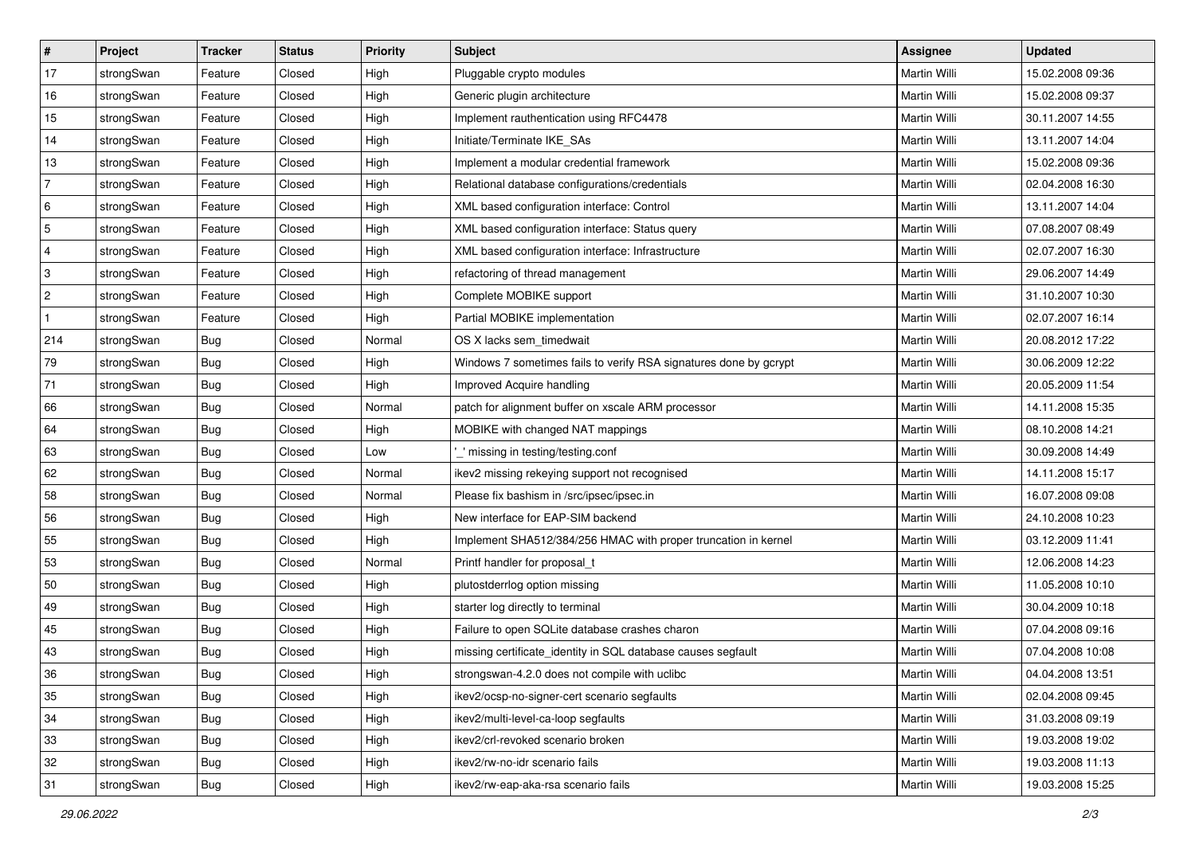| # | Project | Tracker | Status | Priority | Subject | Assignee | Updated |
|---|---|---|---|---|---|---|---|
| 17 | strongSwan | Feature | Closed | High | Pluggable crypto modules | Martin Willi | 15.02.2008 09:36 |
| 16 | strongSwan | Feature | Closed | High | Generic plugin architecture | Martin Willi | 15.02.2008 09:37 |
| 15 | strongSwan | Feature | Closed | High | Implement rauthentication using RFC4478 | Martin Willi | 30.11.2007 14:55 |
| 14 | strongSwan | Feature | Closed | High | Initiate/Terminate IKE_SAs | Martin Willi | 13.11.2007 14:04 |
| 13 | strongSwan | Feature | Closed | High | Implement a modular credential framework | Martin Willi | 15.02.2008 09:36 |
| 7 | strongSwan | Feature | Closed | High | Relational database configurations/credentials | Martin Willi | 02.04.2008 16:30 |
| 6 | strongSwan | Feature | Closed | High | XML based configuration interface: Control | Martin Willi | 13.11.2007 14:04 |
| 5 | strongSwan | Feature | Closed | High | XML based configuration interface: Status query | Martin Willi | 07.08.2007 08:49 |
| 4 | strongSwan | Feature | Closed | High | XML based configuration interface: Infrastructure | Martin Willi | 02.07.2007 16:30 |
| 3 | strongSwan | Feature | Closed | High | refactoring of thread management | Martin Willi | 29.06.2007 14:49 |
| 2 | strongSwan | Feature | Closed | High | Complete MOBIKE support | Martin Willi | 31.10.2007 10:30 |
| 1 | strongSwan | Feature | Closed | High | Partial MOBIKE implementation | Martin Willi | 02.07.2007 16:14 |
| 214 | strongSwan | Bug | Closed | Normal | OS X lacks sem_timedwait | Martin Willi | 20.08.2012 17:22 |
| 79 | strongSwan | Bug | Closed | High | Windows 7 sometimes fails to verify RSA signatures done by gcrypt | Martin Willi | 30.06.2009 12:22 |
| 71 | strongSwan | Bug | Closed | High | Improved Acquire handling | Martin Willi | 20.05.2009 11:54 |
| 66 | strongSwan | Bug | Closed | Normal | patch for alignment buffer on xscale ARM processor | Martin Willi | 14.11.2008 15:35 |
| 64 | strongSwan | Bug | Closed | High | MOBIKE with changed NAT mappings | Martin Willi | 08.10.2008 14:21 |
| 63 | strongSwan | Bug | Closed | Low | '_' missing in testing/testing.conf | Martin Willi | 30.09.2008 14:49 |
| 62 | strongSwan | Bug | Closed | Normal | ikev2 missing rekeying support not recognised | Martin Willi | 14.11.2008 15:17 |
| 58 | strongSwan | Bug | Closed | Normal | Please fix bashism in /src/ipsec/ipsec.in | Martin Willi | 16.07.2008 09:08 |
| 56 | strongSwan | Bug | Closed | High | New interface for EAP-SIM backend | Martin Willi | 24.10.2008 10:23 |
| 55 | strongSwan | Bug | Closed | High | Implement SHA512/384/256 HMAC with proper truncation in kernel | Martin Willi | 03.12.2009 11:41 |
| 53 | strongSwan | Bug | Closed | Normal | Printf handler for proposal_t | Martin Willi | 12.06.2008 14:23 |
| 50 | strongSwan | Bug | Closed | High | plutostderrlog option missing | Martin Willi | 11.05.2008 10:10 |
| 49 | strongSwan | Bug | Closed | High | starter log directly to terminal | Martin Willi | 30.04.2009 10:18 |
| 45 | strongSwan | Bug | Closed | High | Failure to open SQLite database crashes charon | Martin Willi | 07.04.2008 09:16 |
| 43 | strongSwan | Bug | Closed | High | missing certificate_identity in SQL database causes segfault | Martin Willi | 07.04.2008 10:08 |
| 36 | strongSwan | Bug | Closed | High | strongswan-4.2.0 does not compile with uclibc | Martin Willi | 04.04.2008 13:51 |
| 35 | strongSwan | Bug | Closed | High | ikev2/ocsp-no-signer-cert scenario segfaults | Martin Willi | 02.04.2008 09:45 |
| 34 | strongSwan | Bug | Closed | High | ikev2/multi-level-ca-loop segfaults | Martin Willi | 31.03.2008 09:19 |
| 33 | strongSwan | Bug | Closed | High | ikev2/crl-revoked scenario broken | Martin Willi | 19.03.2008 19:02 |
| 32 | strongSwan | Bug | Closed | High | ikev2/rw-no-idr scenario fails | Martin Willi | 19.03.2008 11:13 |
| 31 | strongSwan | Bug | Closed | High | ikev2/rw-eap-aka-rsa scenario fails | Martin Willi | 19.03.2008 15:25 |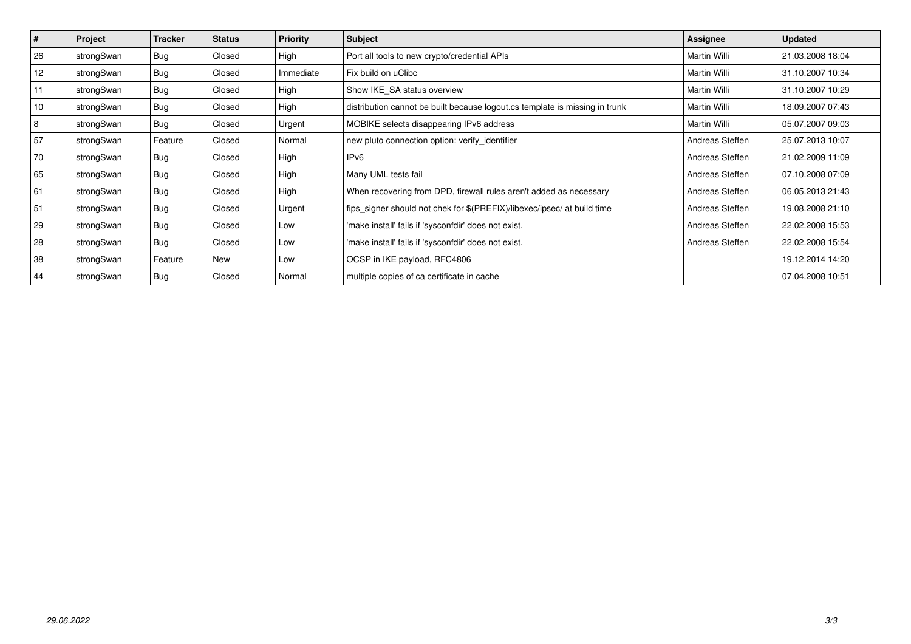| # | Project | Tracker | Status | Priority | Subject | Assignee | Updated |
| --- | --- | --- | --- | --- | --- | --- | --- |
| 26 | strongSwan | Bug | Closed | High | Port all tools to new crypto/credential APIs | Martin Willi | 21.03.2008 18:04 |
| 12 | strongSwan | Bug | Closed | Immediate | Fix build on uClibc | Martin Willi | 31.10.2007 10:34 |
| 11 | strongSwan | Bug | Closed | High | Show IKE_SA status overview | Martin Willi | 31.10.2007 10:29 |
| 10 | strongSwan | Bug | Closed | High | distribution cannot be built because logout.cs template is missing in trunk | Martin Willi | 18.09.2007 07:43 |
| 8 | strongSwan | Bug | Closed | Urgent | MOBIKE selects disappearing IPv6 address | Martin Willi | 05.07.2007 09:03 |
| 57 | strongSwan | Feature | Closed | Normal | new pluto connection option: verify_identifier | Andreas Steffen | 25.07.2013 10:07 |
| 70 | strongSwan | Bug | Closed | High | IPv6 | Andreas Steffen | 21.02.2009 11:09 |
| 65 | strongSwan | Bug | Closed | High | Many UML tests fail | Andreas Steffen | 07.10.2008 07:09 |
| 61 | strongSwan | Bug | Closed | High | When recovering from DPD, firewall rules aren't added as necessary | Andreas Steffen | 06.05.2013 21:43 |
| 51 | strongSwan | Bug | Closed | Urgent | fips_signer should not chek for $(PREFIX)/libexec/ipsec/ at build time | Andreas Steffen | 19.08.2008 21:10 |
| 29 | strongSwan | Bug | Closed | Low | 'make install' fails if 'sysconfdir' does not exist. | Andreas Steffen | 22.02.2008 15:53 |
| 28 | strongSwan | Bug | Closed | Low | 'make install' fails if 'sysconfdir' does not exist. | Andreas Steffen | 22.02.2008 15:54 |
| 38 | strongSwan | Feature | New | Low | OCSP in IKE payload, RFC4806 | | 19.12.2014 14:20 |
| 44 | strongSwan | Bug | Closed | Normal | multiple copies of ca certificate in cache | | 07.04.2008 10:51 |